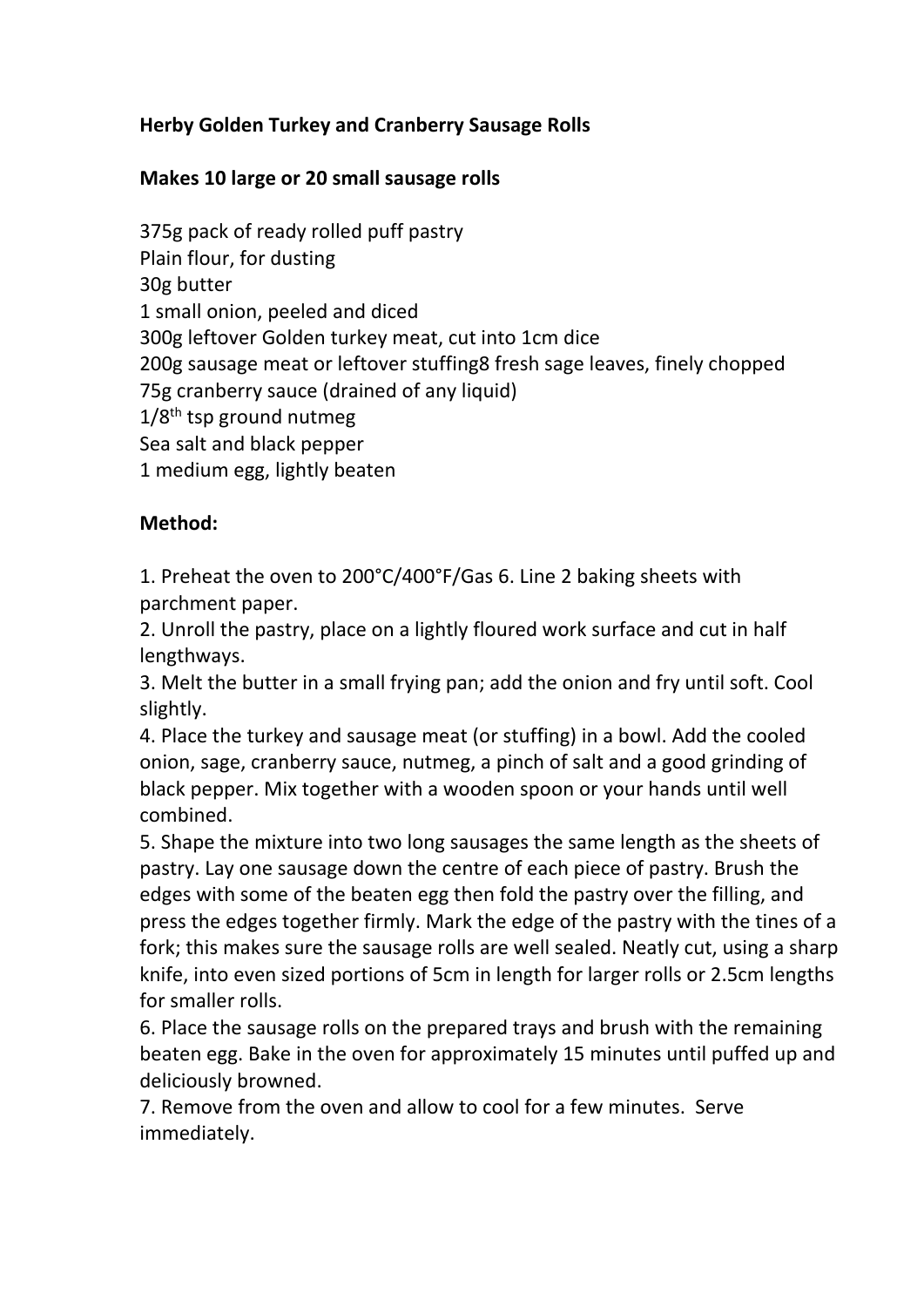**Herby Golden Turkey and Cranberry Sausage Rolls**

**Makes 10 large or 20 small sausage rolls**

375g pack of ready rolled puff pastry
Plain flour, for dusting
30g butter
1 small onion, peeled and diced
300g leftover Golden turkey meat, cut into 1cm dice
200g sausage meat or leftover stuffing8 fresh sage leaves, finely chopped
75g cranberry sauce (drained of any liquid)
1/8th tsp ground nutmeg
Sea salt and black pepper
1 medium egg, lightly beaten

**Method:**

1. Preheat the oven to 200°C/400°F/Gas 6. Line 2 baking sheets with parchment paper.
2. Unroll the pastry, place on a lightly floured work surface and cut in half lengthways.
3. Melt the butter in a small frying pan; add the onion and fry until soft. Cool slightly.
4. Place the turkey and sausage meat (or stuffing) in a bowl. Add the cooled onion, sage, cranberry sauce, nutmeg, a pinch of salt and a good grinding of black pepper. Mix together with a wooden spoon or your hands until well combined.
5. Shape the mixture into two long sausages the same length as the sheets of pastry. Lay one sausage down the centre of each piece of pastry. Brush the edges with some of the beaten egg then fold the pastry over the filling, and press the edges together firmly. Mark the edge of the pastry with the tines of a fork; this makes sure the sausage rolls are well sealed. Neatly cut, using a sharp knife, into even sized portions of 5cm in length for larger rolls or 2.5cm lengths for smaller rolls.
6. Place the sausage rolls on the prepared trays and brush with the remaining beaten egg. Bake in the oven for approximately 15 minutes until puffed up and deliciously browned.
7. Remove from the oven and allow to cool for a few minutes. Serve immediately.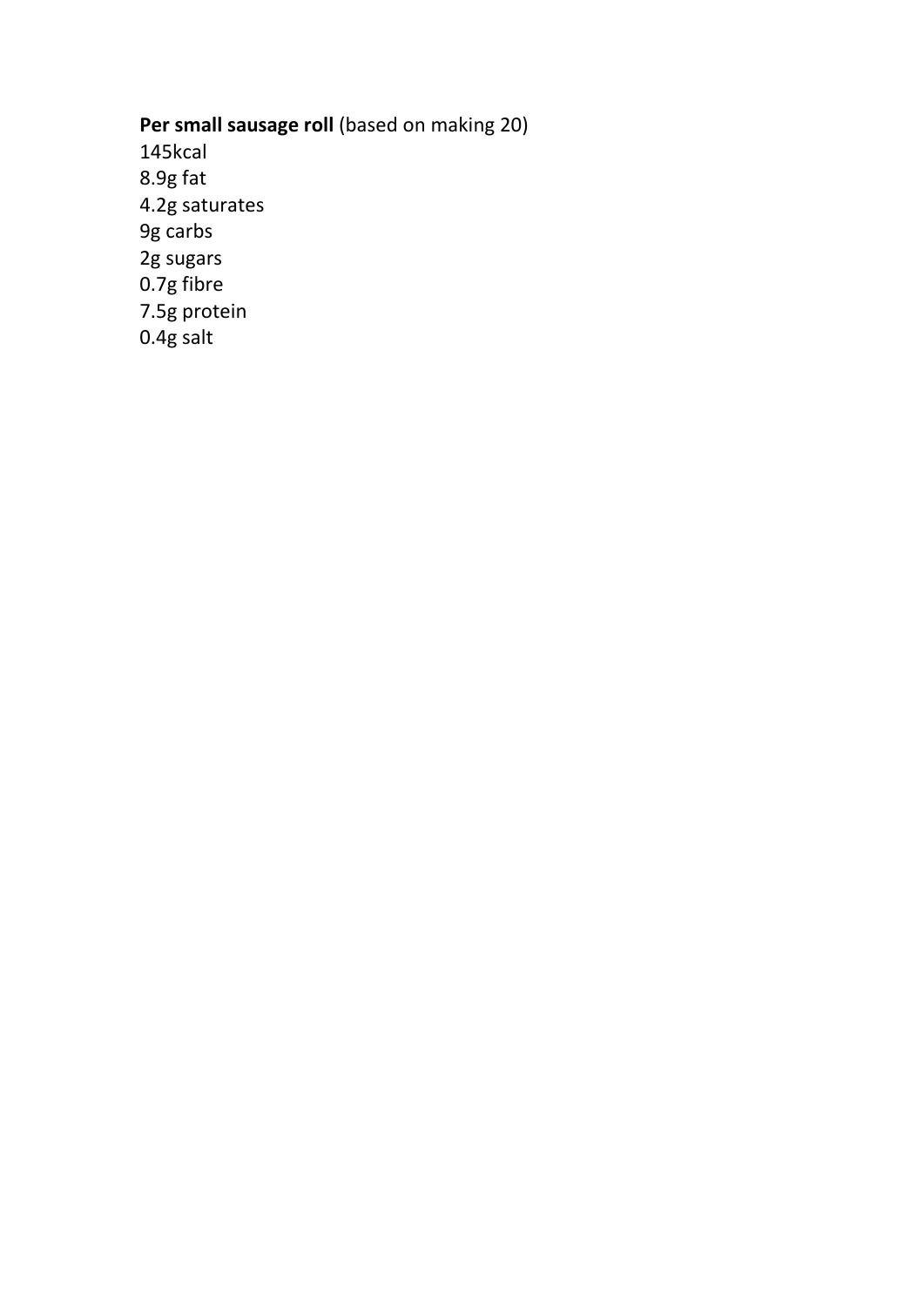**Per small sausage roll** (based on making 20)
145kcal
8.9g fat
4.2g saturates
9g carbs
2g sugars
0.7g fibre
7.5g protein
0.4g salt